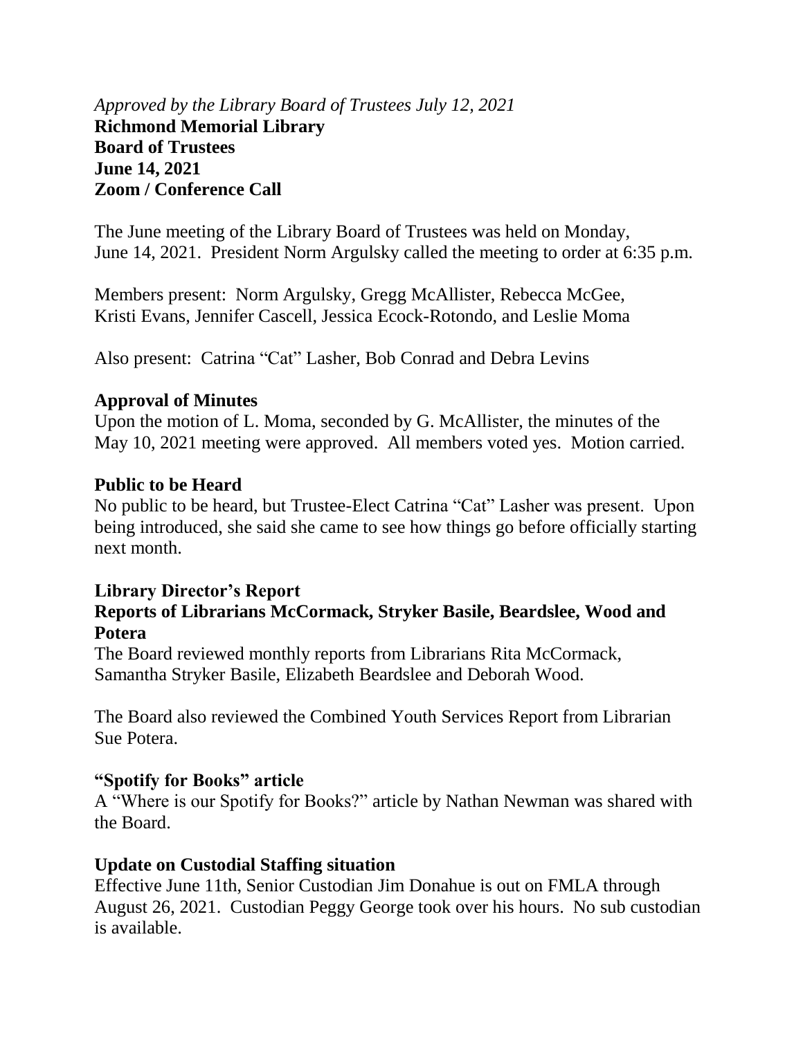*Approved by the Library Board of Trustees July 12, 2021*

**Richmond Memorial Library**
**Board of Trustees**
**June 14, 2021**
**Zoom / Conference Call**

The June meeting of the Library Board of Trustees was held on Monday, June 14, 2021. President Norm Argulsky called the meeting to order at 6:35 p.m.

Members present: Norm Argulsky, Gregg McAllister, Rebecca McGee, Kristi Evans, Jennifer Cascell, Jessica Ecock-Rotondo, and Leslie Moma

Also present: Catrina "Cat" Lasher, Bob Conrad and Debra Levins

**Approval of Minutes**

Upon the motion of L. Moma, seconded by G. McAllister, the minutes of the May 10, 2021 meeting were approved. All members voted yes. Motion carried.

**Public to be Heard**

No public to be heard, but Trustee-Elect Catrina "Cat" Lasher was present. Upon being introduced, she said she came to see how things go before officially starting next month.

**Library Director's Report**

**Reports of Librarians McCormack, Stryker Basile, Beardslee, Wood and Potera**

The Board reviewed monthly reports from Librarians Rita McCormack, Samantha Stryker Basile, Elizabeth Beardslee and Deborah Wood.

The Board also reviewed the Combined Youth Services Report from Librarian Sue Potera.

**"Spotify for Books" article**

A "Where is our Spotify for Books?" article by Nathan Newman was shared with the Board.

**Update on Custodial Staffing situation**

Effective June 11th, Senior Custodian Jim Donahue is out on FMLA through August 26, 2021. Custodian Peggy George took over his hours. No sub custodian is available.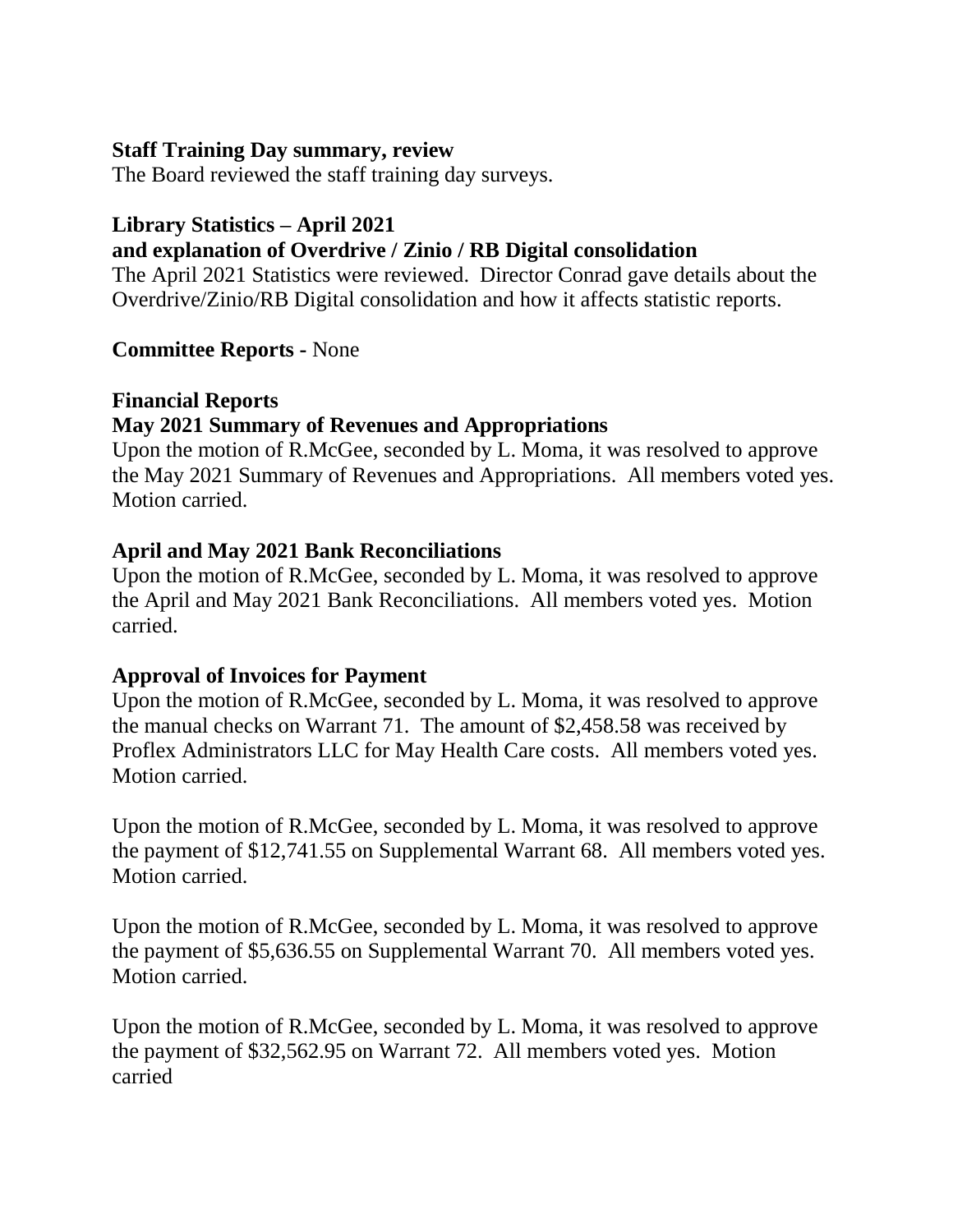**Staff Training Day summary, review**

The Board reviewed the staff training day surveys.

**Library Statistics – April 2021**
**and explanation of Overdrive / Zinio / RB Digital consolidation**

The April 2021 Statistics were reviewed. Director Conrad gave details about the Overdrive/Zinio/RB Digital consolidation and how it affects statistic reports.

**Committee Reports -** None

**Financial Reports**

**May 2021 Summary of Revenues and Appropriations**

Upon the motion of R.McGee, seconded by L. Moma, it was resolved to approve the May 2021 Summary of Revenues and Appropriations. All members voted yes. Motion carried.

**April and May 2021 Bank Reconciliations**

Upon the motion of R.McGee, seconded by L. Moma, it was resolved to approve the April and May 2021 Bank Reconciliations. All members voted yes. Motion carried.

**Approval of Invoices for Payment**

Upon the motion of R.McGee, seconded by L. Moma, it was resolved to approve the manual checks on Warrant 71. The amount of $2,458.58 was received by Proflex Administrators LLC for May Health Care costs. All members voted yes. Motion carried.

Upon the motion of R.McGee, seconded by L. Moma, it was resolved to approve the payment of $12,741.55 on Supplemental Warrant 68. All members voted yes. Motion carried.

Upon the motion of R.McGee, seconded by L. Moma, it was resolved to approve the payment of $5,636.55 on Supplemental Warrant 70. All members voted yes. Motion carried.

Upon the motion of R.McGee, seconded by L. Moma, it was resolved to approve the payment of $32,562.95 on Warrant 72. All members voted yes. Motion carried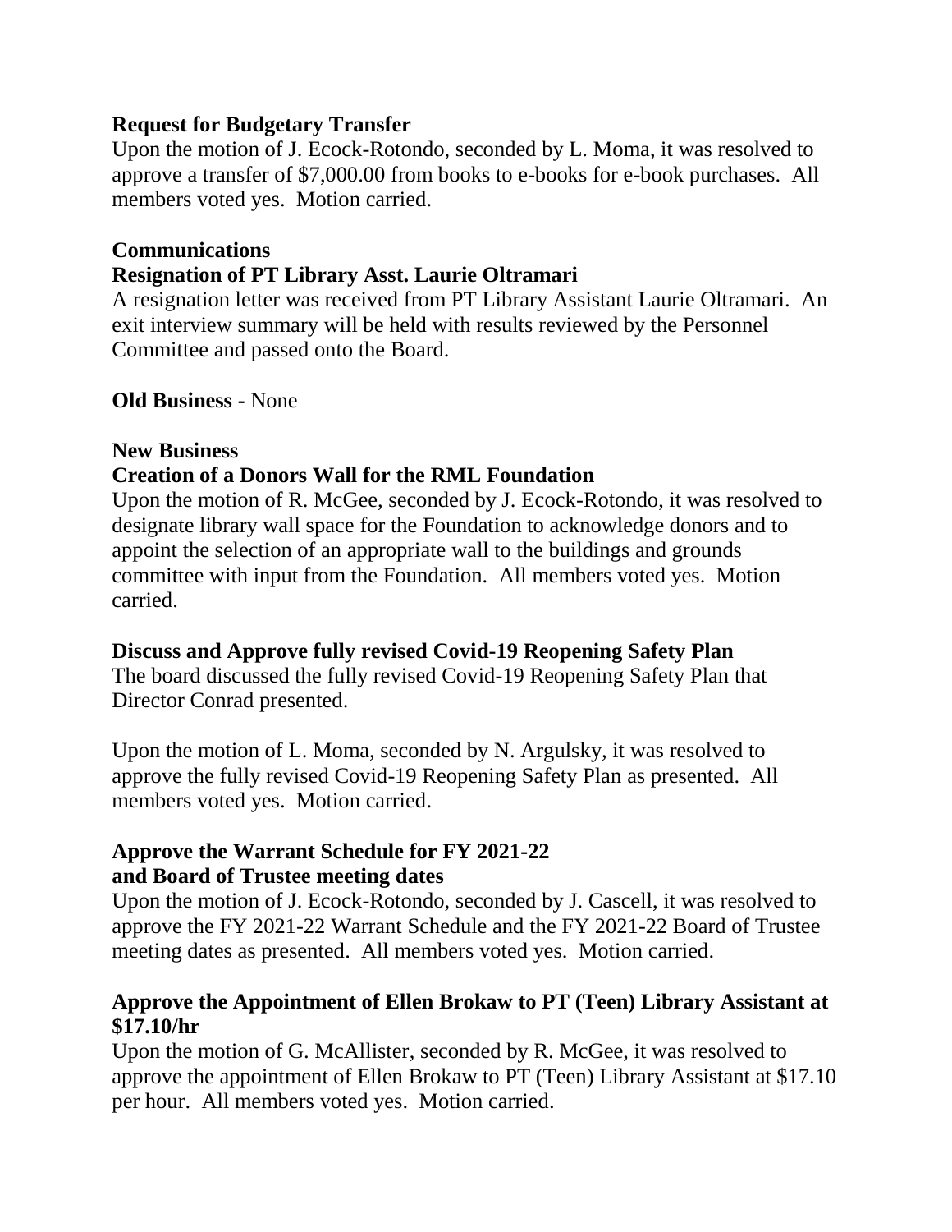**Request for Budgetary Transfer**

Upon the motion of J. Ecock-Rotondo, seconded by L. Moma, it was resolved to approve a transfer of $7,000.00 from books to e-books for e-book purchases. All members voted yes. Motion carried.

**Communications**

**Resignation of PT Library Asst. Laurie Oltramari**

A resignation letter was received from PT Library Assistant Laurie Oltramari. An exit interview summary will be held with results reviewed by the Personnel Committee and passed onto the Board.

**Old Business -** None

**New Business**

**Creation of a Donors Wall for the RML Foundation**

Upon the motion of R. McGee, seconded by J. Ecock-Rotondo, it was resolved to designate library wall space for the Foundation to acknowledge donors and to appoint the selection of an appropriate wall to the buildings and grounds committee with input from the Foundation. All members voted yes. Motion carried.

**Discuss and Approve fully revised Covid-19 Reopening Safety Plan**

The board discussed the fully revised Covid-19 Reopening Safety Plan that Director Conrad presented.

Upon the motion of L. Moma, seconded by N. Argulsky, it was resolved to approve the fully revised Covid-19 Reopening Safety Plan as presented. All members voted yes. Motion carried.

**Approve the Warrant Schedule for FY 2021-22 and Board of Trustee meeting dates**

Upon the motion of J. Ecock-Rotondo, seconded by J. Cascell, it was resolved to approve the FY 2021-22 Warrant Schedule and the FY 2021-22 Board of Trustee meeting dates as presented. All members voted yes. Motion carried.

**Approve the Appointment of Ellen Brokaw to PT (Teen) Library Assistant at $17.10/hr**

Upon the motion of G. McAllister, seconded by R. McGee, it was resolved to approve the appointment of Ellen Brokaw to PT (Teen) Library Assistant at $17.10 per hour. All members voted yes. Motion carried.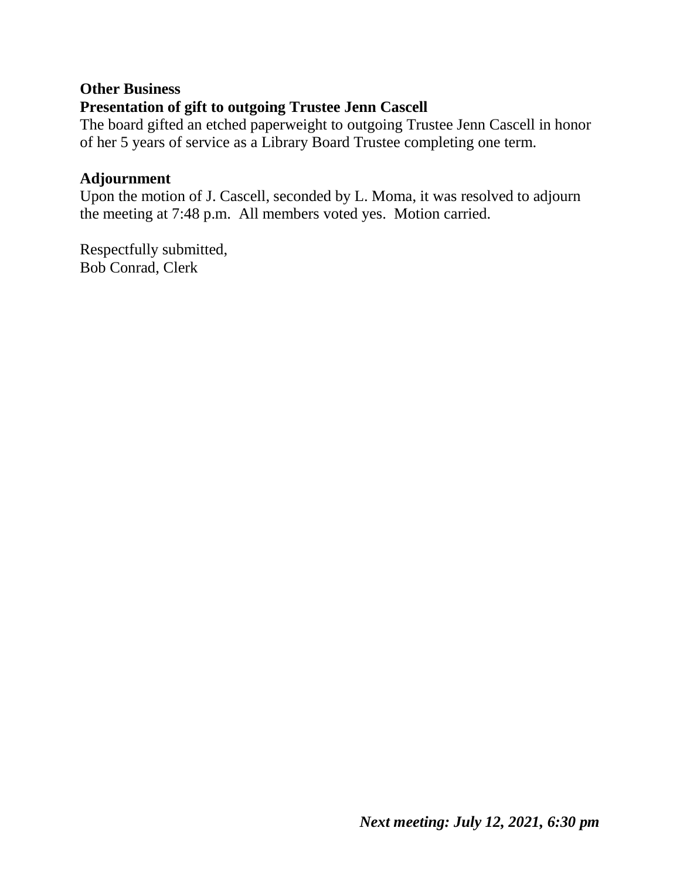**Other Business**

**Presentation of gift to outgoing Trustee Jenn Cascell**

The board gifted an etched paperweight to outgoing Trustee Jenn Cascell in honor of her 5 years of service as a Library Board Trustee completing one term.

**Adjournment**

Upon the motion of J. Cascell, seconded by L. Moma, it was resolved to adjourn the meeting at 7:48 p.m. All members voted yes. Motion carried.

Respectfully submitted,
Bob Conrad, Clerk

***Next meeting: July 12, 2021, 6:30 pm***